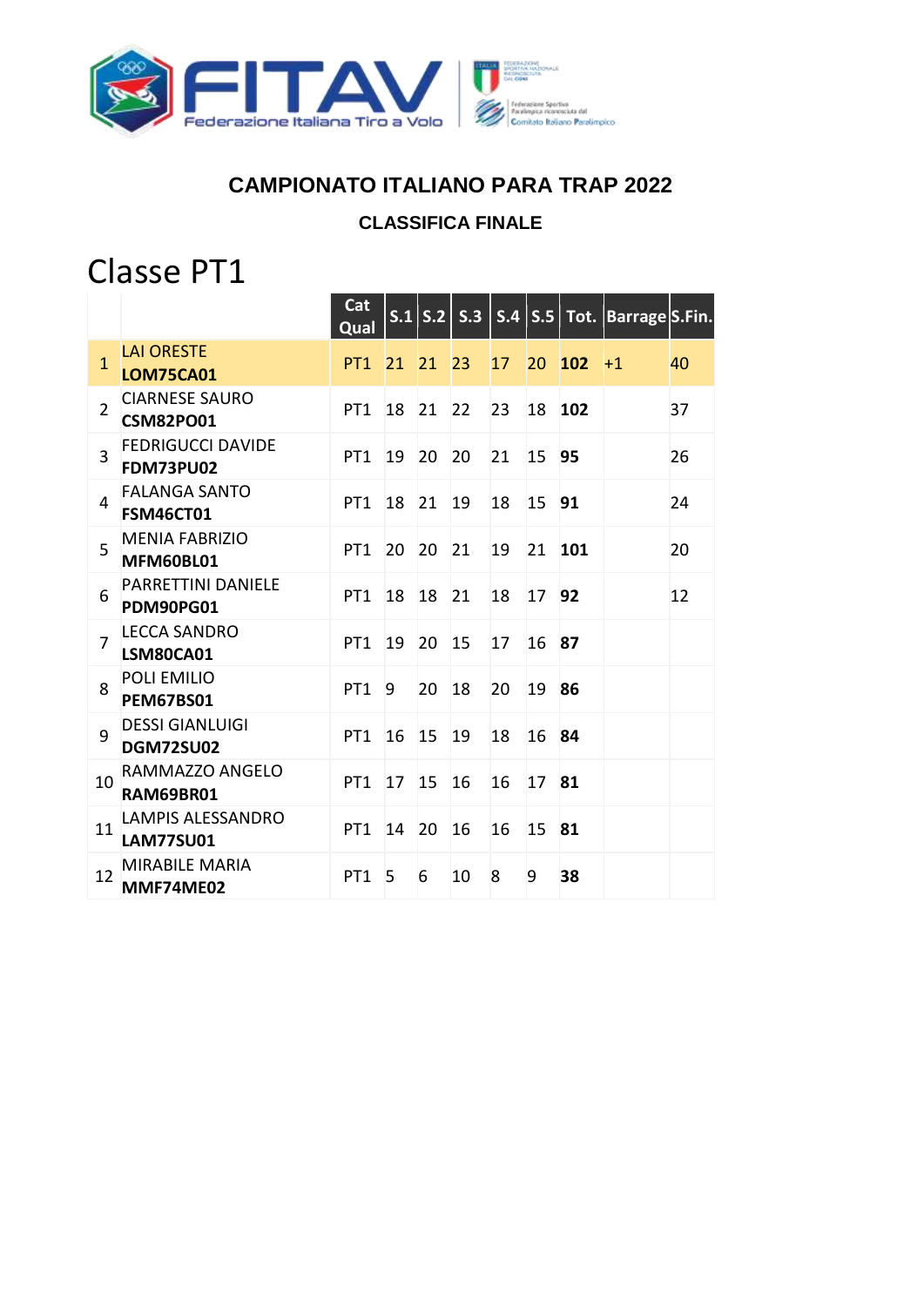# CAMPIONATO ITALIANO PARA TRAP 2022

## CLASSIFICA FINALE

## Classe PT1

| | | Cat Qual | S.1 | S.2 | S.3 | S.4 | S.5 | Tot. | Barrage | S.Fin. |
|---|---|---|---|---|---|---|---|---|---|---|
| 1 | LAI ORESTE **LOM75CA01** | PT1 | 21 | 21 | 23 | 17 | 20 | **102** | +1 | 40 |
| 2 | CIARNESE SAURO **CSM82PO01** | PT1 | 18 | 21 | 22 | 23 | 18 | **102** | | 37 |
| 3 | FEDRIGUCCI DAVIDE **FDM73PU02** | PT1 | 19 | 20 | 20 | 21 | 15 | **95** | | 26 |
| 4 | FALANGA SANTO **FSM46CT01** | PT1 | 18 | 21 | 19 | 18 | 15 | **91** | | 24 |
| 5 | MENIA FABRIZIO **MFM60BL01** | PT1 | 20 | 20 | 21 | 19 | 21 | **101** | | 20 |
| 6 | PARRETTINI DANIELE **PDM90PG01** | PT1 | 18 | 18 | 21 | 18 | 17 | **92** | | 12 |
| 7 | LECCA SANDRO **LSM80CA01** | PT1 | 19 | 20 | 15 | 17 | 16 | **87** | | |
| 8 | POLI EMILIO **PEM67BS01** | PT1 | 9 | 20 | 18 | 20 | 19 | **86** | | |
| 9 | DESSI GIANLUIGI **DGM72SU02** | PT1 | 16 | 15 | 19 | 18 | 16 | **84** | | |
| 10 | RAMMAZZO ANGELO **RAM69BR01** | PT1 | 17 | 15 | 16 | 16 | 17 | **81** | | |
| 11 | LAMPIS ALESSANDRO **LAM77SU01** | PT1 | 14 | 20 | 16 | 16 | 15 | **81** | | |
| 12 | MIRABILE MARIA **MMF74ME02** | PT1 | 5 | 6 | 10 | 8 | 9 | **38** | | |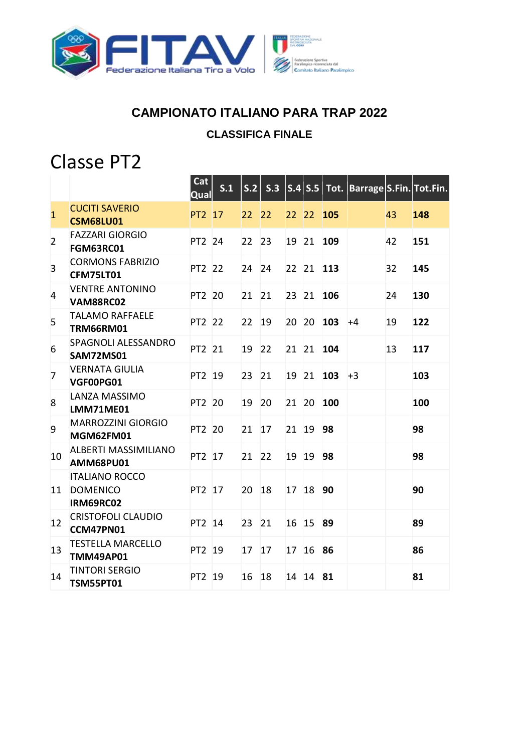# CAMPIONATO ITALIANO PARA TRAP 2022

## CLASSIFICA FINALE

# Classe PT2

| | | Cat Qual | S.1 | S.2 | S.3 | S.4 | S.5 | Tot. | Barrage | S.Fin. | Tot.Fin. |
|---|---|---|---|---|---|---|---|---|---|---|---|
| 1 | CUCITI SAVERIO **CSM68LU01** | PT2 | 17 | 22 | 22 | 22 | 22 | **105** | | 43 | **148** |
| 2 | FAZZARI GIORGIO **FGM63RC01** | PT2 | 24 | 22 | 23 | 19 | 21 | **109** | | 42 | **151** |
| 3 | CORMONS FABRIZIO **CFM75LT01** | PT2 | 22 | 24 | 24 | 22 | 21 | **113** | | 32 | **145** |
| 4 | VENTRE ANTONINO **VAM88RC02** | PT2 | 20 | 21 | 21 | 23 | 21 | **106** | | 24 | **130** |
| 5 | TALAMO RAFFAELE **TRM66RM01** | PT2 | 22 | 22 | 19 | 20 | 20 | **103** | +4 | 19 | **122** |
| 6 | SPAGNOLI ALESSANDRO **SAM72MS01** | PT2 | 21 | 19 | 22 | 21 | 21 | **104** | | 13 | **117** |
| 7 | VERNATA GIULIA **VGF00PG01** | PT2 | 19 | 23 | 21 | 19 | 21 | **103** | +3 | | **103** |
| 8 | LANZA MASSIMO **LMM71ME01** | PT2 | 20 | 19 | 20 | 21 | 20 | **100** | | | **100** |
| 9 | MARROZZINI GIORGIO **MGM62FM01** | PT2 | 20 | 21 | 17 | 21 | 19 | **98** | | | **98** |
| 10 | ALBERTI MASSIMILIANO **AMM68PU01** | PT2 | 17 | 21 | 22 | 19 | 19 | **98** | | | **98** |
| 11 | ITALIANO ROCCO DOMENICO **IRM69RC02** | PT2 | 17 | 20 | 18 | 17 | 18 | **90** | | | **90** |
| 12 | CRISTOFOLI CLAUDIO **CCM47PN01** | PT2 | 14 | 23 | 21 | 16 | 15 | **89** | | | **89** |
| 13 | TESTELLA MARCELLO **TMM49AP01** | PT2 | 19 | 17 | 17 | 17 | 16 | **86** | | | **86** |
| 14 | TINTORI SERGIO **TSM55PT01** | PT2 | 19 | 16 | 18 | 14 | 14 | **81** | | | **81** |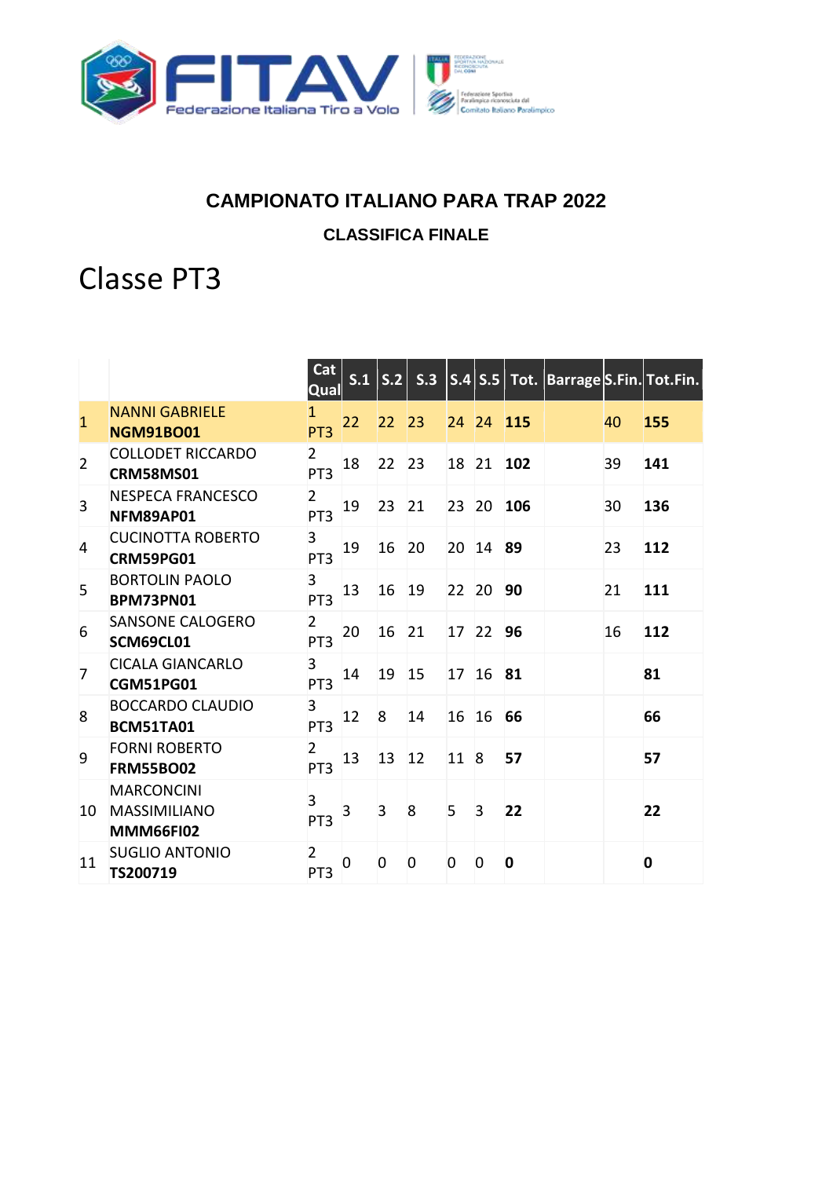## CAMPIONATO ITALIANO PARA TRAP 2022

### CLASSIFICA FINALE

# Classe PT3

| | | Cat Qual | S.1 | S.2 | S.3 | S.4 | S.5 | Tot. | Barrage | S.Fin. | Tot.Fin. |
|---|---|---|---|---|---|---|---|---|---|---|---|
| 1 | NANNI GABRIELE **NGM91BO01** | 1 PT3 | 22 | 22 | 23 | 24 | 24 | **115** | | 40 | **155** |
| 2 | COLLODET RICCARDO **CRM58MS01** | 2 PT3 | 18 | 22 | 23 | 18 | 21 | **102** | | 39 | **141** |
| 3 | NESPECA FRANCESCO **NFM89AP01** | 2 PT3 | 19 | 23 | 21 | 23 | 20 | **106** | | 30 | **136** |
| 4 | CUCINOTTA ROBERTO **CRM59PG01** | 3 PT3 | 19 | 16 | 20 | 20 | 14 | **89** | | 23 | **112** |
| 5 | BORTOLIN PAOLO **BPM73PN01** | 3 PT3 | 13 | 16 | 19 | 22 | 20 | **90** | | 21 | **111** |
| 6 | SANSONE CALOGERO **SCM69CL01** | 2 PT3 | 20 | 16 | 21 | 17 | 22 | **96** | | 16 | **112** |
| 7 | CICALA GIANCARLO **CGM51PG01** | 3 PT3 | 14 | 19 | 15 | 17 | 16 | **81** | | | **81** |
| 8 | BOCCARDO CLAUDIO **BCM51TA01** | 3 PT3 | 12 | 8 | 14 | 16 | 16 | **66** | | | **66** |
| 9 | FORNI ROBERTO **FRM55BO02** | 2 PT3 | 13 | 13 | 12 | 11 | 8 | **57** | | | **57** |
| 10 | MARCONCINI MASSIMILIANO **MMM66FI02** | 3 PT3 | 3 | 3 | 8 | 5 | 3 | **22** | | | **22** |
| 11 | SUGLIO ANTONIO **TS200719** | 2 PT3 | 0 | 0 | 0 | 0 | 0 | **0** | | | **0** |